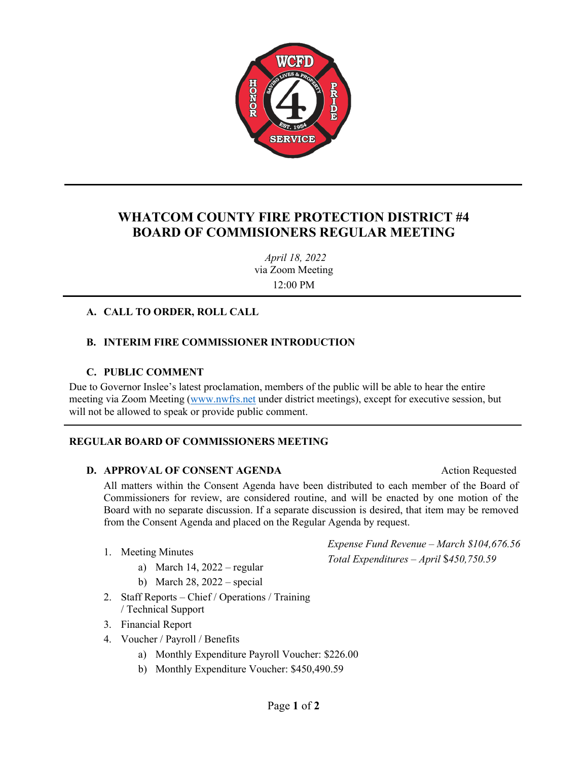# WHATCOM COUNTY FIRE PROTECTION DISTRICT #4
# BOARD OF COMMISIONERS REGULAR MEETING

*April 18, 2022*
via Zoom Meeting
12:00 PM

---

### A. CALL TO ORDER, ROLL CALL

### B. INTERIM FIRE COMMISSIONER INTRODUCTION

### C. PUBLIC COMMENT

Due to Governor Inslee's latest proclamation, members of the public will be able to hear the entire meeting via Zoom Meeting (www.nwfrs.net under district meetings), except for executive session, but will not be allowed to speak or provide public comment.

---

## REGULAR BOARD OF COMMISSIONERS MEETING

### D. APPROVAL OF CONSENT AGENDA — Action Requested

All matters within the Consent Agenda have been distributed to each member of the Board of Commissioners for review, are considered routine, and will be enacted by one motion of the Board with no separate discussion. If a separate discussion is desired, that item may be removed from the Consent Agenda and placed on the Regular Agenda by request.

*Expense Fund Revenue – March $104,676.56*
*Total Expenditures – April $450,750.59*

1. Meeting Minutes
   a) March 14, 2022 – regular
   b) March 28, 2022 – special
2. Staff Reports – Chief / Operations / Training / Technical Support
3. Financial Report
4. Voucher / Payroll / Benefits
   a) Monthly Expenditure Payroll Voucher: $226.00
   b) Monthly Expenditure Voucher: $450,490.59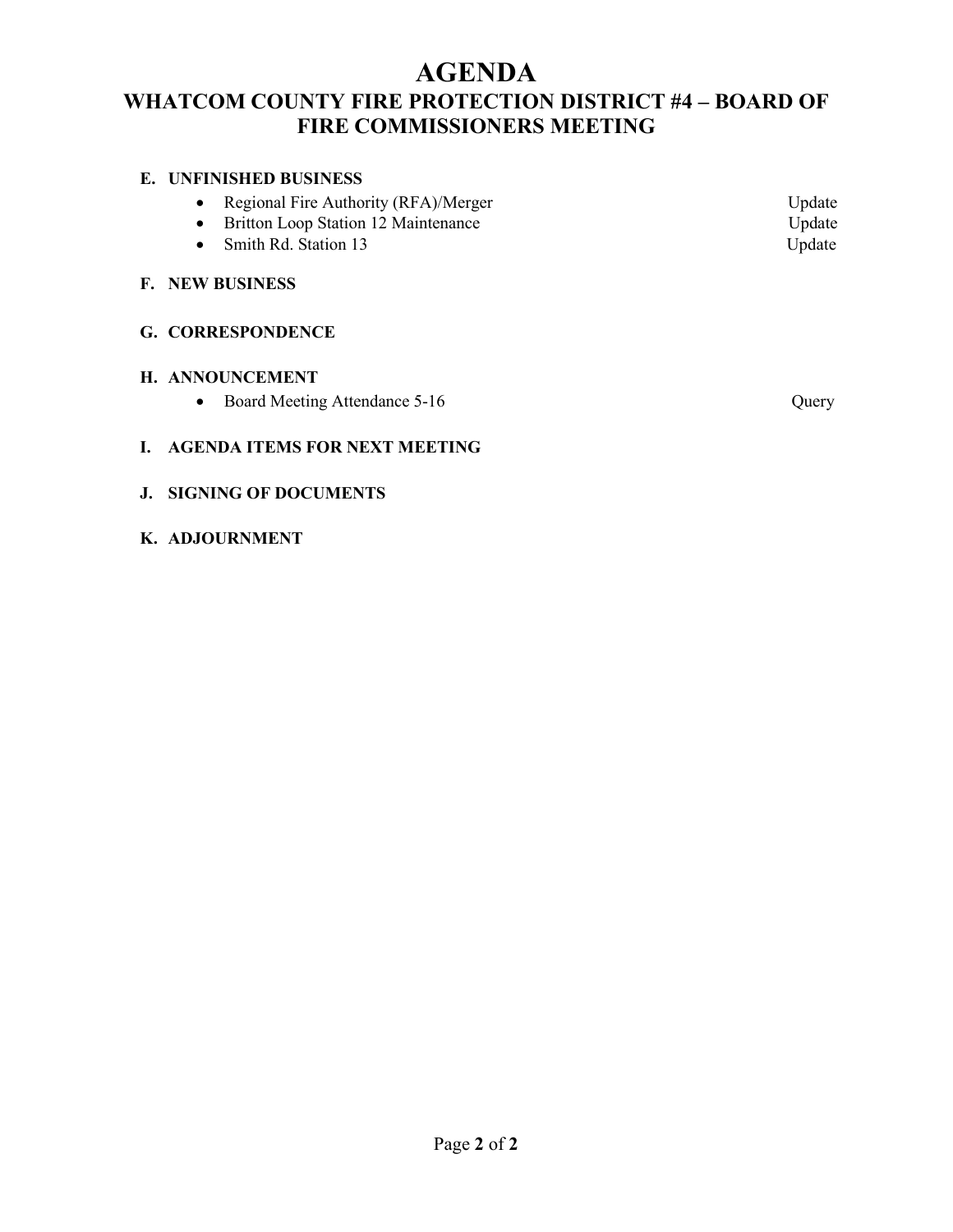# AGENDA

## WHATCOM COUNTY FIRE PROTECTION DISTRICT #4 – BOARD OF FIRE COMMISSIONERS MEETING

**E. UNFINISHED BUSINESS**

- Regional Fire Authority (RFA)/Merger — Update
- Britton Loop Station 12 Maintenance — Update
- Smith Rd. Station 13 — Update

**F. NEW BUSINESS**

**G. CORRESPONDENCE**

**H. ANNOUNCEMENT**

- Board Meeting Attendance 5-16 — Query

**I. AGENDA ITEMS FOR NEXT MEETING**

**J. SIGNING OF DOCUMENTS**

**K. ADJOURNMENT**